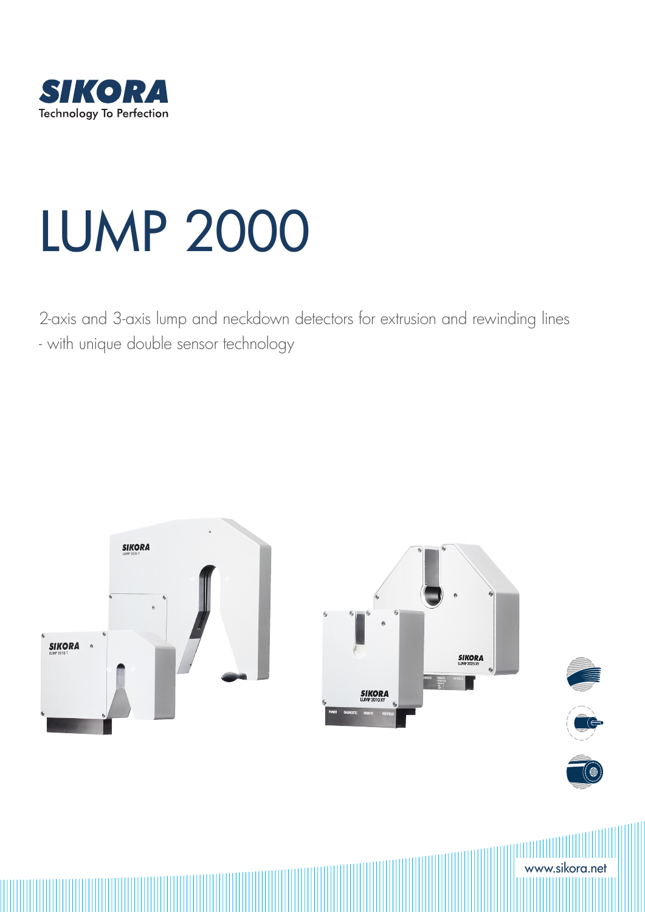SIKORA

Technology To Perfection

# LUMP 2000

2-axis and 3-axis lump and neckdown detectors for extrusion and rewinding lines
- with unique double sensor technology

www.sikora.net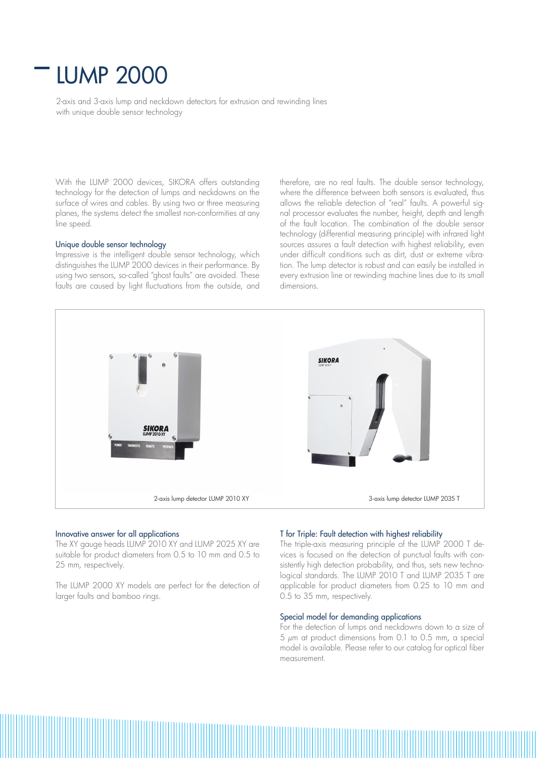# LUMP 2000

2-axis and 3-axis lump and neckdown detectors for extrusion and rewinding lines with unique double sensor technology

With the LUMP 2000 devices, SIKORA offers outstanding technology for the detection of lumps and neckdowns on the surface of wires and cables. By using two or three measuring planes, the systems detect the smallest non-conformities at any line speed.

### Unique double sensor technology

Impressive is the intelligent double sensor technology, which distinguishes the LUMP 2000 devices in their performance. By using two sensors, so-called "ghost faults" are avoided. These faults are caused by light fluctuations from the outside, and therefore, are no real faults. The double sensor technology, where the difference between both sensors is evaluated, thus allows the reliable detection of "real" faults. A powerful signal processor evaluates the number, height, depth and length of the fault location. The combination of the double sensor technology (differential measuring principle) with infrared light sources assures a fault detection with highest reliability, even under difficult conditions such as dirt, dust or extreme vibration. The lump detector is robust and can easily be installed in every extrusion line or rewinding machine lines due to its small dimensions.

2-axis lump detector LUMP 2010 XY

3-axis lump detector LUMP 2035 T

### Innovative answer for all applications

The XY gauge heads LUMP 2010 XY and LUMP 2025 XY are suitable for product diameters from 0.5 to 10 mm and 0.5 to 25 mm, respectively.

The LUMP 2000 XY models are perfect for the detection of larger faults and bamboo rings.

### T for Triple: Fault detection with highest reliability

The triple-axis measuring principle of the LUMP 2000 T devices is focused on the detection of punctual faults with consistently high detection probability, and thus, sets new technological standards. The LUMP 2010 T and LUMP 2035 T are applicable for product diameters from 0.25 to 10 mm and 0.5 to 35 mm, respectively.

### Special model for demanding applications

For the detection of lumps and neckdowns down to a size of 5 µm at product dimensions from 0.1 to 0.5 mm, a special model is available. Please refer to our catalog for optical fiber measurement.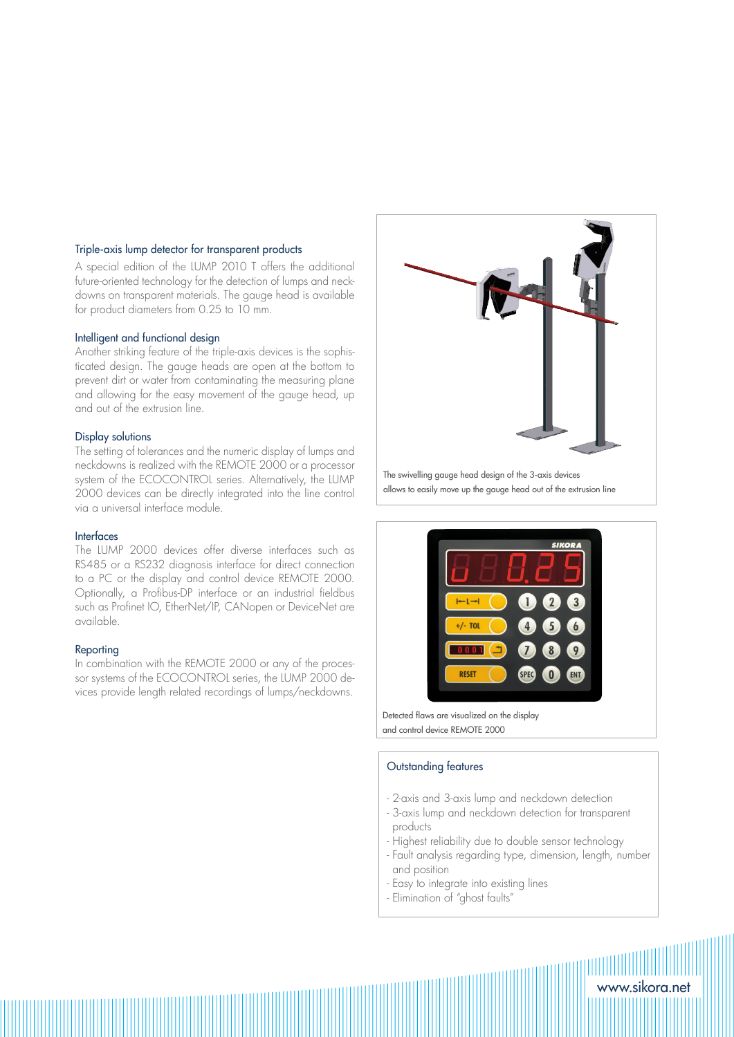### Triple-axis lump detector for transparent products

A special edition of the LUMP 2010 T offers the additional future-oriented technology for the detection of lumps and neckdowns on transparent materials. The gauge head is available for product diameters from 0.25 to 10 mm.

### Intelligent and functional design

Another striking feature of the triple-axis devices is the sophisticated design. The gauge heads are open at the bottom to prevent dirt or water from contaminating the measuring plane and allowing for the easy movement of the gauge head, up and out of the extrusion line.

### Display solutions

The setting of tolerances and the numeric display of lumps and neckdowns is realized with the REMOTE 2000 or a processor system of the ECOCONTROL series. Alternatively, the LUMP 2000 devices can be directly integrated into the line control via a universal interface module.

### Interfaces

The LUMP 2000 devices offer diverse interfaces such as RS485 or a RS232 diagnosis interface for direct connection to a PC or the display and control device REMOTE 2000. Optionally, a Profibus-DP interface or an industrial fieldbus such as Profinet IO, EtherNet/IP, CANopen or DeviceNet are available.

### Reporting

In combination with the REMOTE 2000 or any of the processor systems of the ECOCONTROL series, the LUMP 2000 devices provide length related recordings of lumps/neckdowns.

The swivelling gauge head design of the 3-axis devices allows to easily move up the gauge head out of the extrusion line

Detected flaws are visualized on the display and control device REMOTE 2000

### Outstanding features

- 2-axis and 3-axis lump and neckdown detection
- 3-axis lump and neckdown detection for transparent products
- Highest reliability due to double sensor technology
- Fault analysis regarding type, dimension, length, number and position
- Easy to integrate into existing lines
- Elimination of "ghost faults"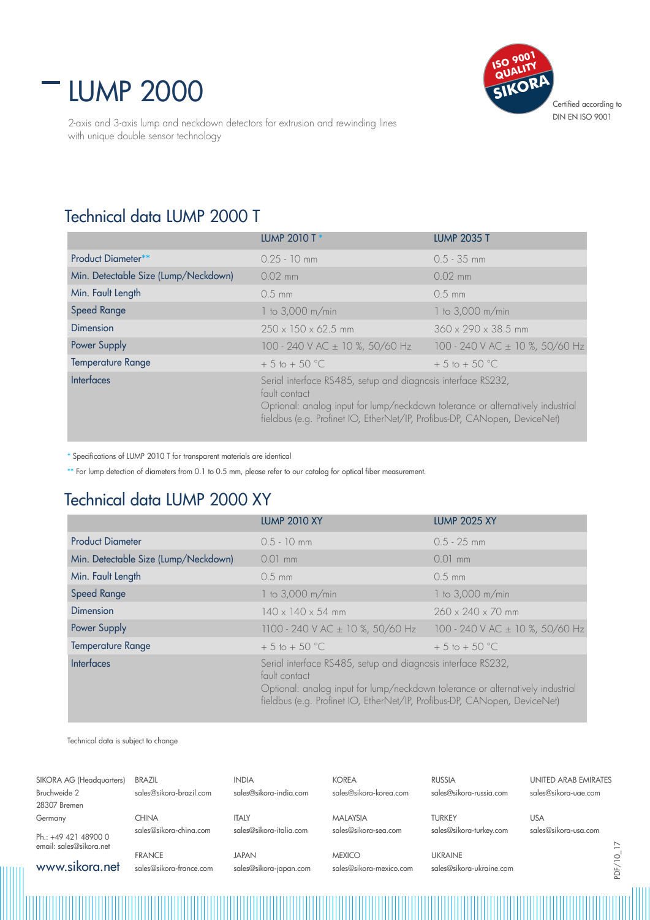# LUMP 2000

2-axis and 3-axis lump and neckdown detectors for extrusion and rewinding lines with unique double sensor technology

ISO 9001 QUALITY SIKORA

Certified according to DIN EN ISO 9001

## Technical data LUMP 2000 T

| | LUMP 2010 T * | LUMP 2035 T |
|---|---|---|
| Product Diameter** | 0.25 - 10 mm | 0.5 - 35 mm |
| Min. Detectable Size (Lump/Neckdown) | 0.02 mm | 0.02 mm |
| Min. Fault Length | 0.5 mm | 0.5 mm |
| Speed Range | 1 to 3,000 m/min | 1 to 3,000 m/min |
| Dimension | 250 x 150 x 62.5 mm | 360 x 290 x 38.5 mm |
| Power Supply | 100 - 240 V AC ± 10 %, 50/60 Hz | 100 - 240 V AC ± 10 %, 50/60 Hz |
| Temperature Range | + 5 to + 50 °C | + 5 to + 50 °C |
| Interfaces | Serial interface RS485, setup and diagnosis interface RS232, fault contact<br>Optional: analog input for lump/neckdown tolerance or alternatively industrial fieldbus (e.g. Profinet IO, EtherNet/IP, Profibus-DP, CANopen, DeviceNet) | |

* Specifications of LUMP 2010 T for transparent materials are identical

** For lump detection of diameters from 0.1 to 0.5 mm, please refer to our catalog for optical fiber measurement.

## Technical data LUMP 2000 XY

| | LUMP 2010 XY | LUMP 2025 XY |
|---|---|---|
| Product Diameter | 0.5 - 10 mm | 0.5 - 25 mm |
| Min. Detectable Size (Lump/Neckdown) | 0.01 mm | 0.01 mm |
| Min. Fault Length | 0.5 mm | 0.5 mm |
| Speed Range | 1 to 3,000 m/min | 1 to 3,000 m/min |
| Dimension | 140 x 140 x 54 mm | 260 x 240 x 70 mm |
| Power Supply | 1100 - 240 V AC ± 10 %, 50/60 Hz | 100 - 240 V AC ± 10 %, 50/60 Hz |
| Temperature Range | + 5 to + 50 °C | + 5 to + 50 °C |
| Interfaces | Serial interface RS485, setup and diagnosis interface RS232, fault contact<br>Optional: analog input for lump/neckdown tolerance or alternatively industrial fieldbus (e.g. Profinet IO, EtherNet/IP, Profibus-DP, CANopen, DeviceNet) | |

Technical data is subject to change

SIKORA AG (Headquarters)
Bruchweide 2
28307 Bremen
Germany

Ph.: +49 421 48900 0
email: sales@sikora.net

www.sikora.net

BRAZIL
sales@sikora-brazil.com

CHINA
sales@sikora-china.com

FRANCE
sales@sikora-france.com

INDIA
sales@sikora-india.com

ITALY
sales@sikora-italia.com

JAPAN
sales@sikora-japan.com

KOREA
sales@sikora-korea.com

MALAYSIA
sales@sikora-sea.com

MEXICO
sales@sikora-mexico.com

RUSSIA
sales@sikora-russia.com

TURKEY
sales@sikora-turkey.com

UKRAINE
sales@sikora-ukraine.com

UNITED ARAB EMIRATES
sales@sikora-uae.com

USA
sales@sikora-usa.com

PDF/10_17